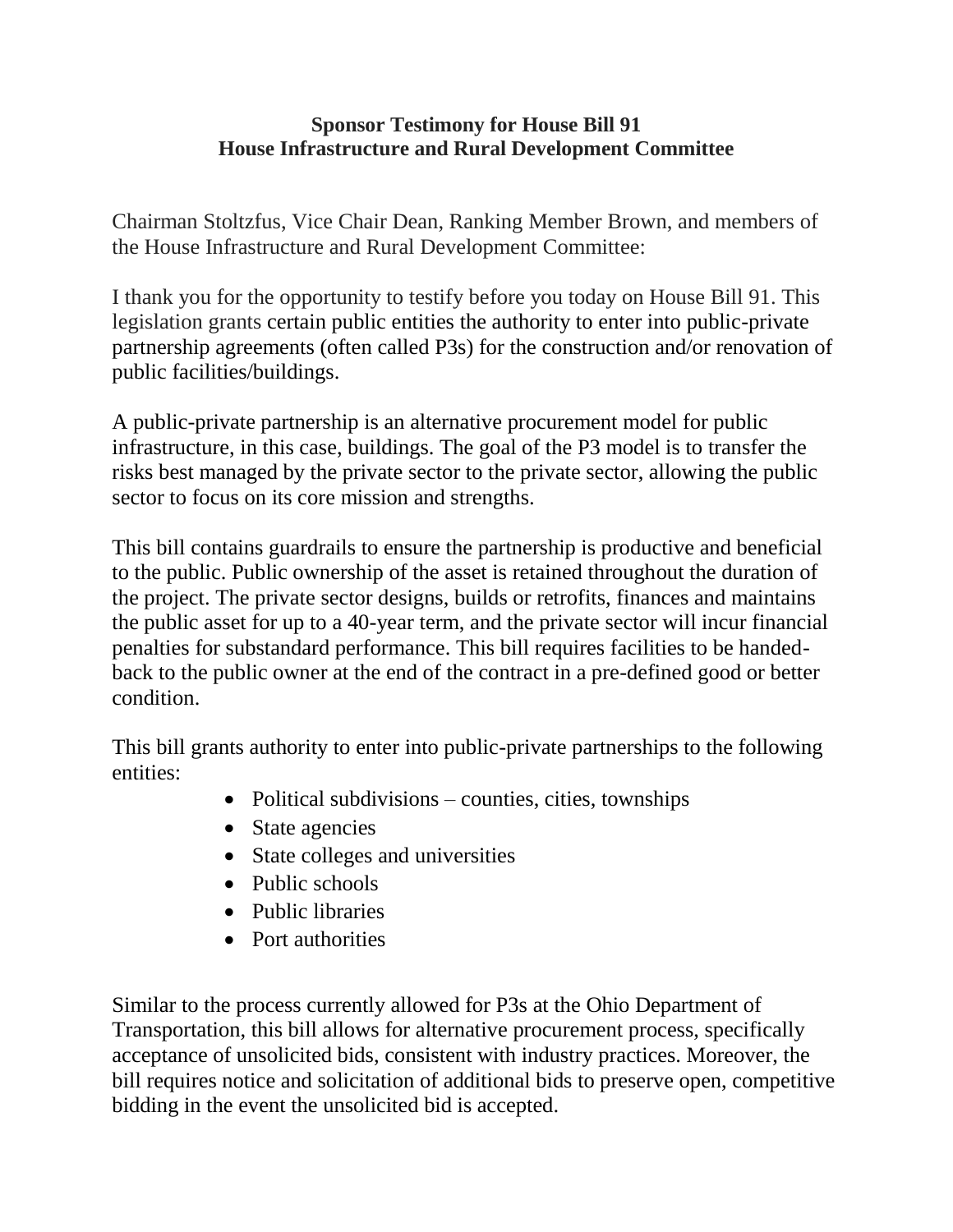**Sponsor Testimony for House Bill 91**
**House Infrastructure and Rural Development Committee**

Chairman Stoltzfus, Vice Chair Dean, Ranking Member Brown, and members of the House Infrastructure and Rural Development Committee:

I thank you for the opportunity to testify before you today on House Bill 91. This legislation grants certain public entities the authority to enter into public-private partnership agreements (often called P3s) for the construction and/or renovation of public facilities/buildings.

A public-private partnership is an alternative procurement model for public infrastructure, in this case, buildings. The goal of the P3 model is to transfer the risks best managed by the private sector to the private sector, allowing the public sector to focus on its core mission and strengths.

This bill contains guardrails to ensure the partnership is productive and beneficial to the public. Public ownership of the asset is retained throughout the duration of the project. The private sector designs, builds or retrofits, finances and maintains the public asset for up to a 40-year term, and the private sector will incur financial penalties for substandard performance. This bill requires facilities to be handed-back to the public owner at the end of the contract in a pre-defined good or better condition.

This bill grants authority to enter into public-private partnerships to the following entities:

- Political subdivisions – counties, cities, townships
- State agencies
- State colleges and universities
- Public schools
- Public libraries
- Port authorities

Similar to the process currently allowed for P3s at the Ohio Department of Transportation, this bill allows for alternative procurement process, specifically acceptance of unsolicited bids, consistent with industry practices. Moreover, the bill requires notice and solicitation of additional bids to preserve open, competitive bidding in the event the unsolicited bid is accepted.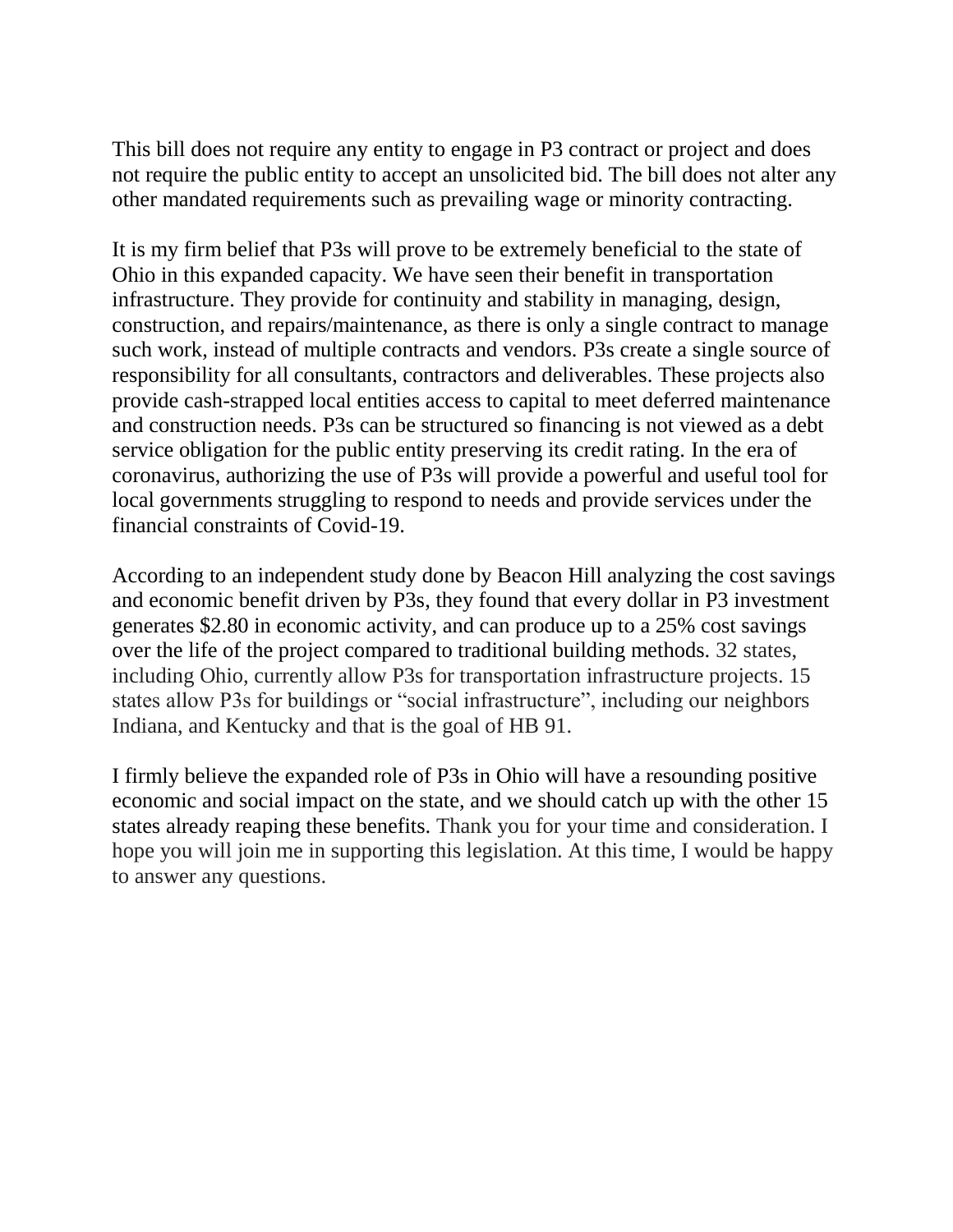This bill does not require any entity to engage in P3 contract or project and does not require the public entity to accept an unsolicited bid. The bill does not alter any other mandated requirements such as prevailing wage or minority contracting.

It is my firm belief that P3s will prove to be extremely beneficial to the state of Ohio in this expanded capacity. We have seen their benefit in transportation infrastructure. They provide for continuity and stability in managing, design, construction, and repairs/maintenance, as there is only a single contract to manage such work, instead of multiple contracts and vendors. P3s create a single source of responsibility for all consultants, contractors and deliverables. These projects also provide cash-strapped local entities access to capital to meet deferred maintenance and construction needs. P3s can be structured so financing is not viewed as a debt service obligation for the public entity preserving its credit rating. In the era of coronavirus, authorizing the use of P3s will provide a powerful and useful tool for local governments struggling to respond to needs and provide services under the financial constraints of Covid-19.

According to an independent study done by Beacon Hill analyzing the cost savings and economic benefit driven by P3s, they found that every dollar in P3 investment generates $2.80 in economic activity, and can produce up to a 25% cost savings over the life of the project compared to traditional building methods. 32 states, including Ohio, currently allow P3s for transportation infrastructure projects. 15 states allow P3s for buildings or "social infrastructure", including our neighbors Indiana, and Kentucky and that is the goal of HB 91.

I firmly believe the expanded role of P3s in Ohio will have a resounding positive economic and social impact on the state, and we should catch up with the other 15 states already reaping these benefits. Thank you for your time and consideration. I hope you will join me in supporting this legislation. At this time, I would be happy to answer any questions.